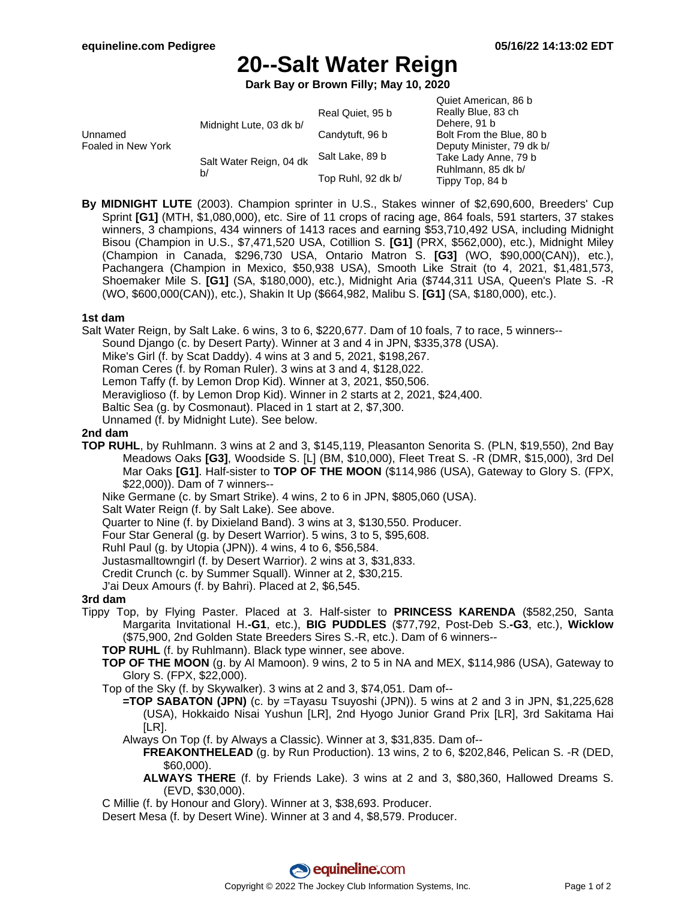**equineline.com Pedigree** **05/16/22 14:13:02 EDT**

# 20--Salt Water Reign

**Dark Bay or Brown Filly; May 10, 2020**

| | | | |
|---|---|---|---|
| Unnamed<br>Foaled in New York | Midnight Lute, 03 dk b/ | Real Quiet, 95 b | Quiet American, 86 b |
| | | | Really Blue, 83 ch |
| | | Candytuft, 96 b | Dehere, 91 b |
| | | | Bolt From the Blue, 80 b |
| | Salt Water Reign, 04 dk b/ | Salt Lake, 89 b | Deputy Minister, 79 dk b/ |
| | | | Take Lady Anne, 79 b |
| | | Top Ruhl, 92 dk b/ | Ruhlmann, 85 dk b/ |
| | | | Tippy Top, 84 b |

**By MIDNIGHT LUTE** (2003). Champion sprinter in U.S., Stakes winner of $2,690,600, Breeders' Cup Sprint **[G1]** (MTH, $1,080,000), etc. Sire of 11 crops of racing age, 864 foals, 591 starters, 37 stakes winners, 3 champions, 434 winners of 1413 races and earning $53,710,492 USA, including Midnight Bisou (Champion in U.S., $7,471,520 USA, Cotillion S. **[G1]** (PRX, $562,000), etc.), Midnight Miley (Champion in Canada, $296,730 USA, Ontario Matron S. **[G3]** (WO, $90,000(CAN)), etc.), Pachangera (Champion in Mexico, $50,938 USA), Smooth Like Strait (to 4, 2021, $1,481,573, Shoemaker Mile S. **[G1]** (SA, $180,000), etc.), Midnight Aria ($744,311 USA, Queen's Plate S. -R (WO, $600,000(CAN)), etc.), Shakin It Up ($664,982, Malibu S. **[G1]** (SA, $180,000), etc.).

### 1st dam

Salt Water Reign, by Salt Lake. 6 wins, 3 to 6, $220,677. Dam of 10 foals, 7 to race, 5 winners--

- Sound Django (c. by Desert Party). Winner at 3 and 4 in JPN, $335,378 (USA).
- Mike's Girl (f. by Scat Daddy). 4 wins at 3 and 5, 2021, $198,267.
- Roman Ceres (f. by Roman Ruler). 3 wins at 3 and 4, $128,022.
- Lemon Taffy (f. by Lemon Drop Kid). Winner at 3, 2021, $50,506.
- Meraviglioso (f. by Lemon Drop Kid). Winner in 2 starts at 2, 2021, $24,400.
- Baltic Sea (g. by Cosmonaut). Placed in 1 start at 2, $7,300.
- Unnamed (f. by Midnight Lute). See below.

### 2nd dam

**TOP RUHL**, by Ruhlmann. 3 wins at 2 and 3, $145,119, Pleasanton Senorita S. (PLN, $19,550), 2nd Bay Meadows Oaks **[G3]**, Woodside S. [L] (BM, $10,000), Fleet Treat S. -R (DMR, $15,000), 3rd Del Mar Oaks **[G1]**. Half-sister to **TOP OF THE MOON** ($114,986 (USA), Gateway to Glory S. (FPX, $22,000)). Dam of 7 winners--

- Nike Germane (c. by Smart Strike). 4 wins, 2 to 6 in JPN, $805,060 (USA).
- Salt Water Reign (f. by Salt Lake). See above.
- Quarter to Nine (f. by Dixieland Band). 3 wins at 3, $130,550. Producer.
- Four Star General (g. by Desert Warrior). 5 wins, 3 to 5, $95,608.
- Ruhl Paul (g. by Utopia (JPN)). 4 wins, 4 to 6, $56,584.
- Justasmalltowngirl (f. by Desert Warrior). 2 wins at 3, $31,833.
- Credit Crunch (c. by Summer Squall). Winner at 2, $30,215.
- J'ai Deux Amours (f. by Bahri). Placed at 2, $6,545.

### 3rd dam

Tippy Top, by Flying Paster. Placed at 3. Half-sister to **PRINCESS KARENDA** ($582,250, Santa Margarita Invitational H.**-G1**, etc.), **BIG PUDDLES** ($77,792, Post-Deb S.**-G3**, etc.), **Wicklow** ($75,900, 2nd Golden State Breeders Sires S.-R, etc.). Dam of 6 winners--

- **TOP RUHL** (f. by Ruhlmann). Black type winner, see above.
- **TOP OF THE MOON** (g. by Al Mamoon). 9 wins, 2 to 5 in NA and MEX, $114,986 (USA), Gateway to Glory S. (FPX, $22,000).
- Top of the Sky (f. by Skywalker). 3 wins at 2 and 3, $74,051. Dam of--
  - **=TOP SABATON (JPN)** (c. by =Tayasu Tsuyoshi (JPN)). 5 wins at 2 and 3 in JPN, $1,225,628 (USA), Hokkaido Nisai Yushun [LR], 2nd Hyogo Junior Grand Prix [LR], 3rd Sakitama Hai [LR].
  - Always On Top (f. by Always a Classic). Winner at 3, $31,835. Dam of--
    - **FREAKONTHELEAD** (g. by Run Production). 13 wins, 2 to 6, $202,846, Pelican S. -R (DED, $60,000).
    - **ALWAYS THERE** (f. by Friends Lake). 3 wins at 2 and 3, $80,360, Hallowed Dreams S. (EVD, $30,000).
- C Millie (f. by Honour and Glory). Winner at 3, $38,693. Producer.
- Desert Mesa (f. by Desert Wine). Winner at 3 and 4, $8,579. Producer.

Copyright © 2022 The Jockey Club Information Systems, Inc.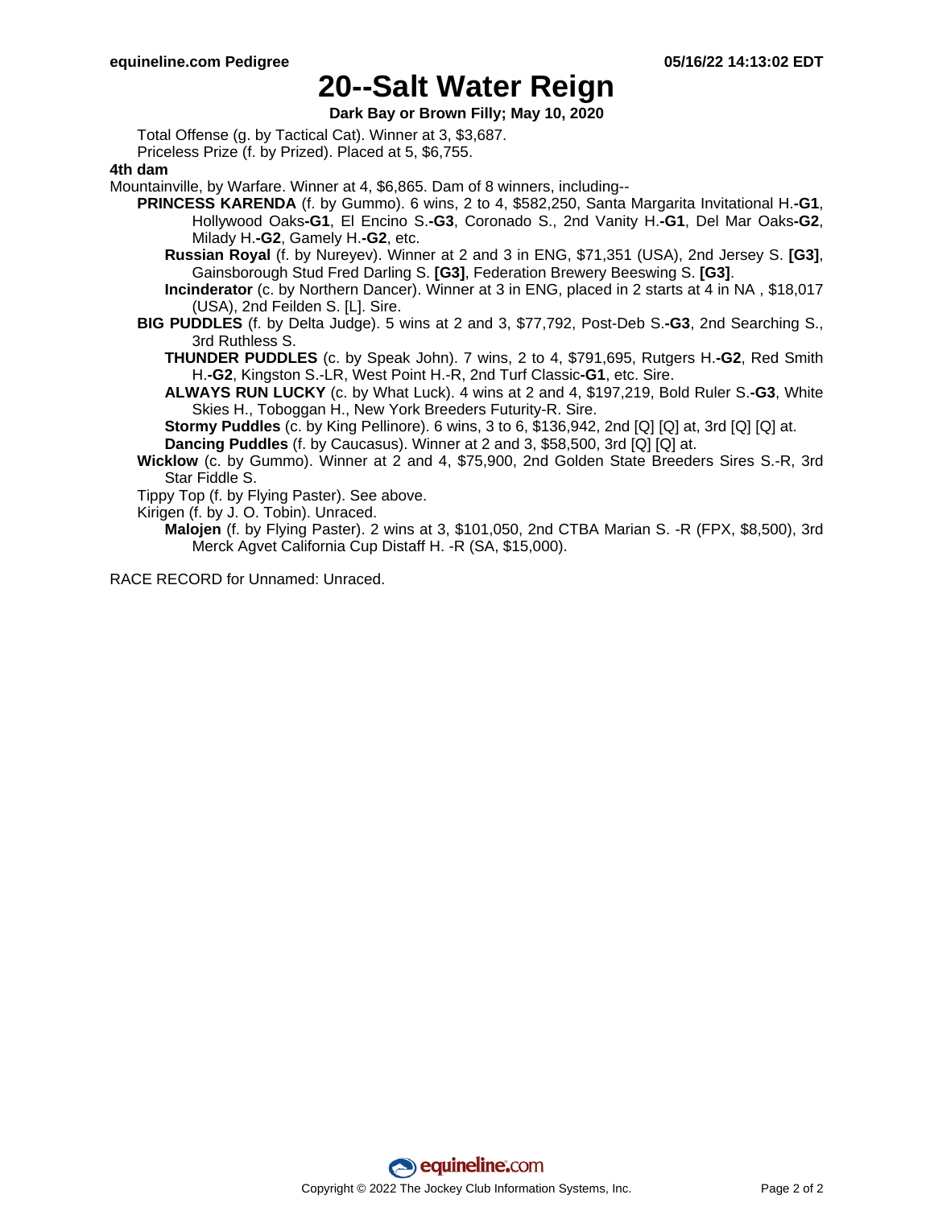# 20--Salt Water Reign

**Dark Bay or Brown Filly; May 10, 2020**

Total Offense (g. by Tactical Cat). Winner at 3, $3,687.

Priceless Prize (f. by Prized). Placed at 5, $6,755.

**4th dam**

Mountainville, by Warfare. Winner at 4, $6,865. Dam of 8 winners, including--

**PRINCESS KARENDA** (f. by Gummo). 6 wins, 2 to 4, $582,250, Santa Margarita Invitational H.**-G1**, Hollywood Oaks**-G1**, El Encino S.**-G3**, Coronado S., 2nd Vanity H.**-G1**, Del Mar Oaks**-G2**, Milady H.**-G2**, Gamely H.**-G2**, etc.

**Russian Royal** (f. by Nureyev). Winner at 2 and 3 in ENG, $71,351 (USA), 2nd Jersey S. **[G3]**, Gainsborough Stud Fred Darling S. **[G3]**, Federation Brewery Beeswing S. **[G3]**.

**Incinderator** (c. by Northern Dancer). Winner at 3 in ENG, placed in 2 starts at 4 in NA , $18,017 (USA), 2nd Feilden S. [L]. Sire.

**BIG PUDDLES** (f. by Delta Judge). 5 wins at 2 and 3, $77,792, Post-Deb S.**-G3**, 2nd Searching S., 3rd Ruthless S.

**THUNDER PUDDLES** (c. by Speak John). 7 wins, 2 to 4, $791,695, Rutgers H.**-G2**, Red Smith H.**-G2**, Kingston S.-LR, West Point H.-R, 2nd Turf Classic**-G1**, etc. Sire.

**ALWAYS RUN LUCKY** (c. by What Luck). 4 wins at 2 and 4, $197,219, Bold Ruler S.**-G3**, White Skies H., Toboggan H., New York Breeders Futurity-R. Sire.

**Stormy Puddles** (c. by King Pellinore). 6 wins, 3 to 6, $136,942, 2nd [Q] [Q] at, 3rd [Q] [Q] at.

**Dancing Puddles** (f. by Caucasus). Winner at 2 and 3, $58,500, 3rd [Q] [Q] at.

**Wicklow** (c. by Gummo). Winner at 2 and 4, $75,900, 2nd Golden State Breeders Sires S.-R, 3rd Star Fiddle S.

Tippy Top (f. by Flying Paster). See above.

Kirigen (f. by J. O. Tobin). Unraced.

**Malojen** (f. by Flying Paster). 2 wins at 3, $101,050, 2nd CTBA Marian S. -R (FPX, $8,500), 3rd Merck Agvet California Cup Distaff H. -R (SA, $15,000).

RACE RECORD for Unnamed: Unraced.